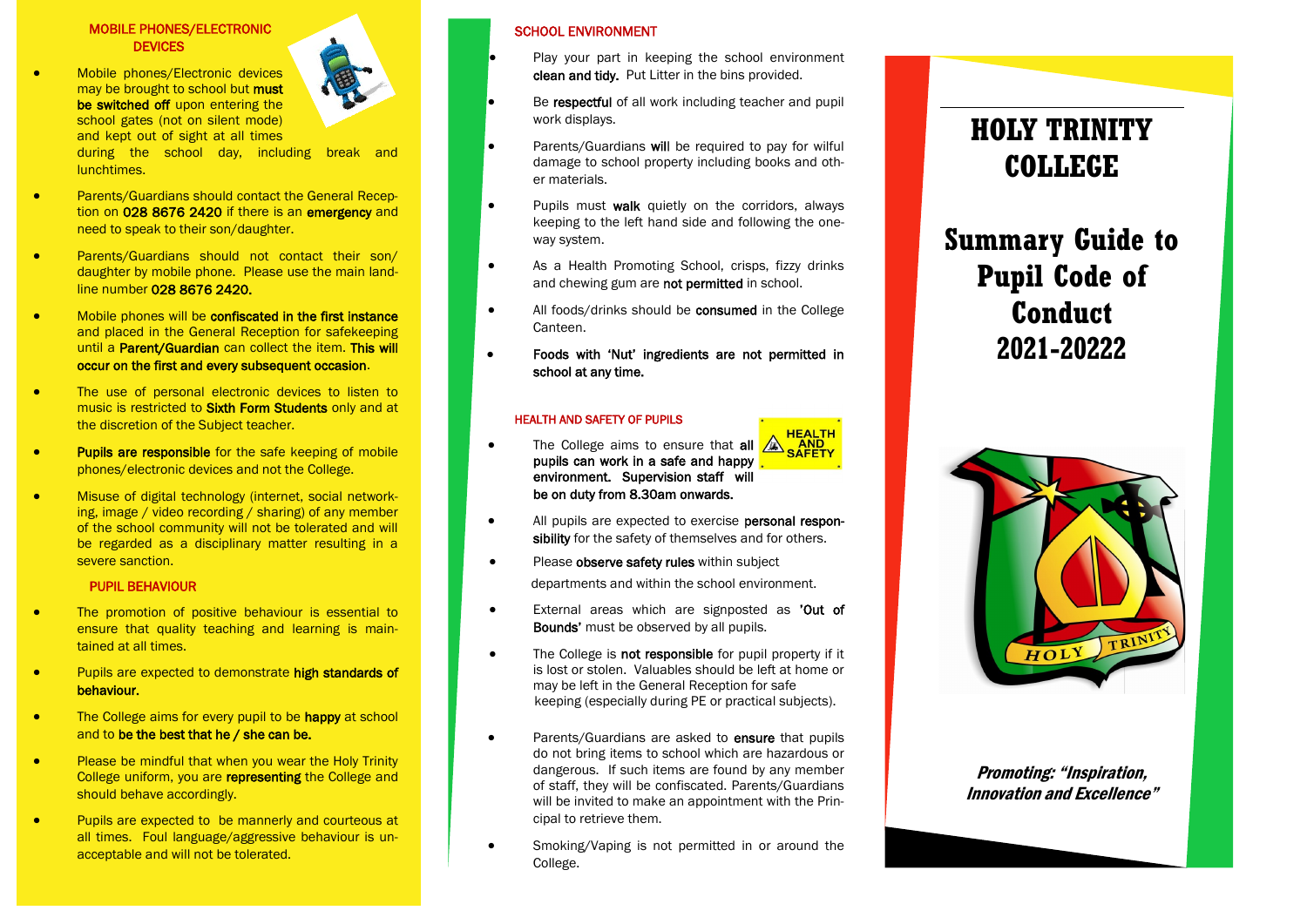## MOBILE PHONES/ELECTRONIC DEVICES

- Mobile phones/Electronic devices may be brought to school but **must be switched off** upon entering the school gates (not on silent mode) and kept out of sight at all times during the school day, including break and lunchtimes.
- Parents/Guardians should contact the General Reception on **028 8676 2420** if there is an **emergency** and need to speak to their son/daughter.
- Parents/Guardians should not contact their son/daughter by mobile phone. Please use the main landline number **028 8676 2420.**
- Mobile phones will be **confiscated in the first instance** and placed in the General Reception for safekeeping until a **Parent/Guardian** can collect the item. **This will occur on the first and every subsequent occasion**.
- The use of personal electronic devices to listen to music is restricted to **Sixth Form Students** only and at the discretion of the Subject teacher.
- **Pupils are responsible** for the safe keeping of mobile phones/electronic devices and not the College.
- Misuse of digital technology (internet, social networking, image / video recording / sharing) of any member of the school community will not be tolerated and will be regarded as a disciplinary matter resulting in a severe sanction.

## PUPIL BEHAVIOUR

- The promotion of positive behaviour is essential to ensure that quality teaching and learning is maintained at all times.
- Pupils are expected to demonstrate **high standards of behaviour.**
- The College aims for every pupil to be **happy** at school and to **be the best that he / she can be.**
- Please be mindful that when you wear the Holy Trinity College uniform, you are **representing** the College and should behave accordingly.
- Pupils are expected to be mannerly and courteous at all times. Foul language/aggressive behaviour is unacceptable and will not be tolerated.

## SCHOOL ENVIRONMENT

- Play your part in keeping the school environment **clean and tidy.** Put Litter in the bins provided.
- Be **respectful** of all work including teacher and pupil work displays.
- Parents/Guardians **will** be required to pay for wilful damage to school property including books and other materials.
- Pupils must **walk** quietly on the corridors, always keeping to the left hand side and following the one-way system.
- As a Health Promoting School, crisps, fizzy drinks and chewing gum are **not permitted** in school.
- All foods/drinks should be **consumed** in the College Canteen.
- **Foods with 'Nut' ingredients are not permitted in school at any time.**

## HEALTH AND SAFETY OF PUPILS

- The College aims to ensure that **all pupils can work in a safe and happy environment. Supervision staff will be on duty from 8.30am onwards.**
- All pupils are expected to exercise **personal responsibility** for the safety of themselves and for others.
- Please **observe safety rules** within subject departments and within the school environment.
- External areas which are signposted as **'Out of Bounds'** must be observed by all pupils.
- The College is **not responsible** for pupil property if it is lost or stolen. Valuables should be left at home or may be left in the General Reception for safe keeping (especially during PE or practical subjects).
- Parents/Guardians are asked to **ensure** that pupils do not bring items to school which are hazardous or dangerous. If such items are found by any member of staff, they will be confiscated. Parents/Guardians will be invited to make an appointment with the Principal to retrieve them.
- Smoking/Vaping is not permitted in or around the College.

# HOLY TRINITY COLLEGE

# Summary Guide to Pupil Code of Conduct 2021-20222

***Promoting: "Inspiration, Innovation and Excellence"***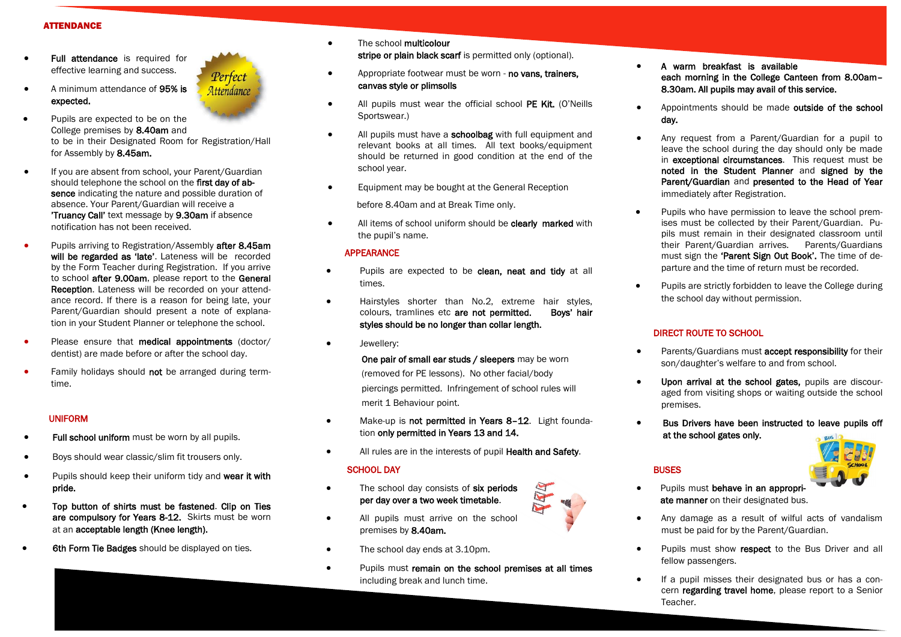## ATTENDANCE

- **Full attendance** is required for effective learning and success.
- A minimum attendance of **95% is expected.**
- Pupils are expected to be on the College premises by **8.40am** and to be in their Designated Room for Registration/Hall for Assembly by **8.45am.**
- If you are absent from school, your Parent/Guardian should telephone the school on the **first day of absence** indicating the nature and possible duration of absence. Your Parent/Guardian will receive a **'Truancy Call'** text message by **9.30am** if absence notification has not been received.
- Pupils arriving to Registration/Assembly **after 8.45am will be regarded as 'late'**. Lateness will be recorded by the Form Teacher during Registration. If you arrive to school **after 9.00am**, please report to the **General Reception**. Lateness will be recorded on your attendance record. If there is a reason for being late, your Parent/Guardian should present a note of explanation in your Student Planner or telephone the school.
- Please ensure that **medical appointments** (doctor/dentist) are made before or after the school day.
- Family holidays should **not** be arranged during termtime.

## UNIFORM

- **Full school uniform** must be worn by all pupils.
- Boys should wear classic/slim fit trousers only.
- Pupils should keep their uniform tidy and **wear it with pride.**
- **Top button of shirts must be fastened. Clip on Ties are compulsory for Years 8-12.** Skirts must be worn at an **acceptable length (Knee length).**
- **6th Form Tie Badges** should be displayed on ties.
- The school **multicolour stripe or plain black scarf** is permitted only (optional).
- Appropriate footwear must be worn - **no vans, trainers, canvas style or plimsolls**
- All pupils must wear the official school **PE Kit.** (O'Neills Sportswear.)
- All pupils must have a **schoolbag** with full equipment and relevant books at all times. All text books/equipment should be returned in good condition at the end of the school year.
- Equipment may be bought at the General Reception before 8.40am and at Break Time only.
- All items of school uniform should be **clearly marked** with the pupil's name.

## APPEARANCE

- Pupils are expected to be **clean, neat and tidy** at all times.
- Hairstyles shorter than No.2, extreme hair styles, colours, tramlines etc **are not permitted. Boys' hair styles should be no longer than collar length.**
- Jewellery:

  **One pair of small ear studs / sleepers** may be worn (removed for PE lessons). No other facial/body piercings permitted. Infringement of school rules will merit 1 Behaviour point.
- Make-up is **not permitted in Years 8–12**. Light foundation **only permitted in Years 13 and 14.**
- All rules are in the interests of pupil **Health and Safety**.

## SCHOOL DAY

- The school day consists of **six periods per day over a two week timetable**.
- All pupils must arrive on the school premises by **8.40am.**
- The school day ends at 3.10pm.
- Pupils must **remain on the school premises at all times** including break and lunch time.
- **A warm breakfast is available each morning in the College Canteen from 8.00am–8.30am. All pupils may avail of this service.**
- Appointments should be made **outside of the school day.**
- Any request from a Parent/Guardian for a pupil to leave the school during the day should only be made in **exceptional circumstances**. This request must be **noted in the Student Planner** and **signed by the Parent/Guardian** and **presented to the Head of Year** immediately after Registration.
- Pupils who have permission to leave the school premises must be collected by their Parent/Guardian. Pupils must remain in their designated classroom until their Parent/Guardian arrives. Parents/Guardians must sign the **'Parent Sign Out Book'.** The time of departure and the time of return must be recorded.
- Pupils are strictly forbidden to leave the College during the school day without permission.

## DIRECT ROUTE TO SCHOOL

- Parents/Guardians must **accept responsibility** for their son/daughter's welfare to and from school.
- **Upon arrival at the school gates,** pupils are discouraged from visiting shops or waiting outside the school premises.
- **Bus Drivers have been instructed to leave pupils off at the school gates only.**

## BUSES

- Pupils must **behave in an appropriate manner** on their designated bus.
- Any damage as a result of wilful acts of vandalism must be paid for by the Parent/Guardian.
- Pupils must show **respect** to the Bus Driver and all fellow passengers.
- If a pupil misses their designated bus or has a concern **regarding travel home**, please report to a Senior Teacher.